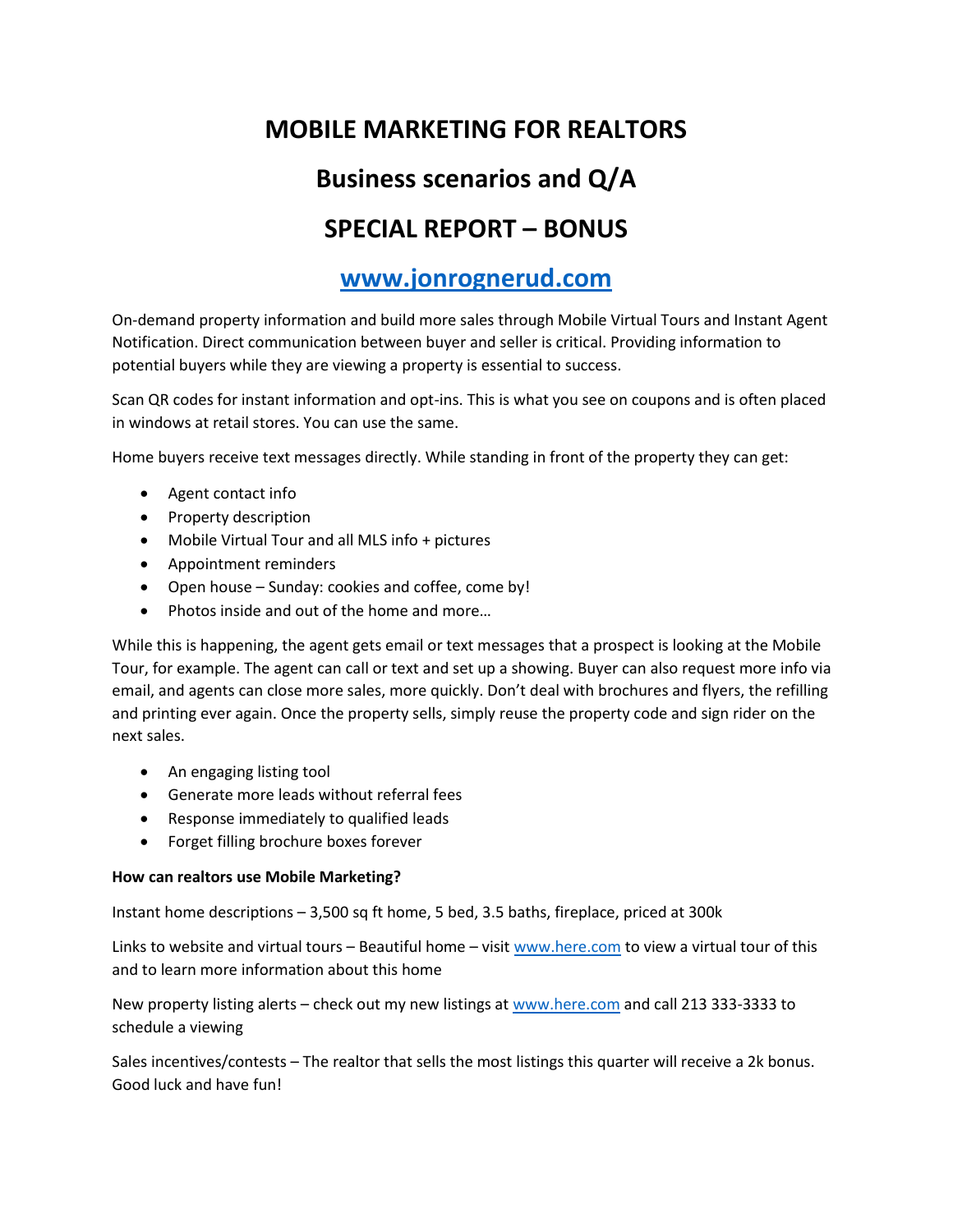# MOBILE MARKETING FOR REALTORS

## Business scenarios and Q/A

## SPECIAL REPORT – BONUS

## [www.jonrognerud.com](http://www.jonrognerud.com)

On-demand property information and build more sales through Mobile Virtual Tours and Instant Agent Notification. Direct communication between buyer and seller is critical. Providing information to potential buyers while they are viewing a property is essential to success.

Scan QR codes for instant information and opt-ins. This is what you see on coupons and is often placed in windows at retail stores. You can use the same.

Home buyers receive text messages directly. While standing in front of the property they can get:

- Agent contact info
- Property description
- Mobile Virtual Tour and all MLS info + pictures
- Appointment reminders
- Open house – Sunday: cookies and coffee, come by!
- Photos inside and out of the home and more…

While this is happening, the agent gets email or text messages that a prospect is looking at the Mobile Tour, for example. The agent can call or text and set up a showing. Buyer can also request more info via email, and agents can close more sales, more quickly. Don't deal with brochures and flyers, the refilling and printing ever again. Once the property sells, simply reuse the property code and sign rider on the next sales.

- An engaging listing tool
- Generate more leads without referral fees
- Response immediately to qualified leads
- Forget filling brochure boxes forever

**How can realtors use Mobile Marketing?**

Instant home descriptions – 3,500 sq ft home, 5 bed, 3.5 baths, fireplace, priced at 300k

Links to website and virtual tours – Beautiful home – visit [www.here.com](http://www.here.com) to view a virtual tour of this and to learn more information about this home

New property listing alerts – check out my new listings at [www.here.com](http://www.here.com) and call 213 333-3333 to schedule a viewing

Sales incentives/contests – The realtor that sells the most listings this quarter will receive a 2k bonus. Good luck and have fun!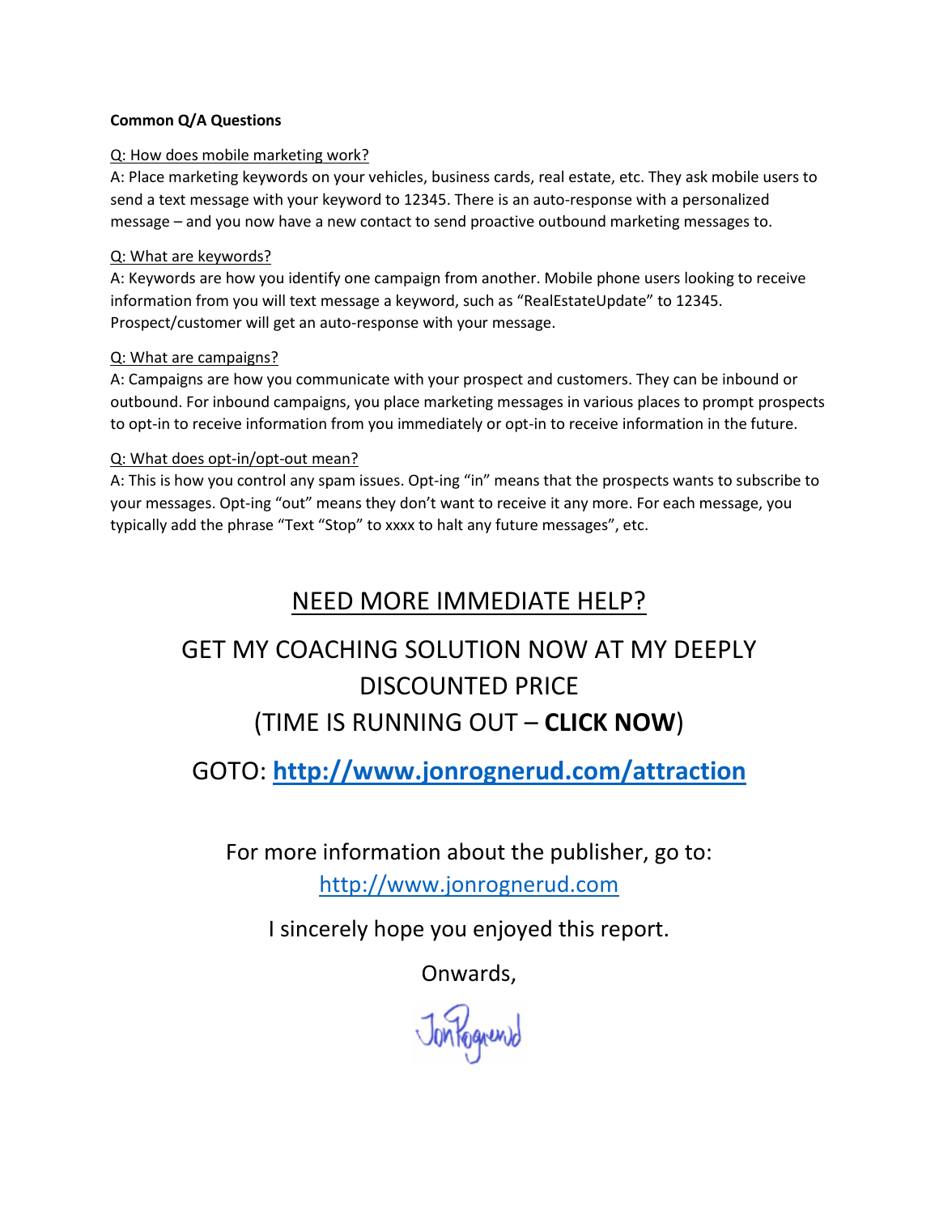**Common Q/A Questions**

Q: How does mobile marketing work?
A: Place marketing keywords on your vehicles, business cards, real estate, etc. They ask mobile users to send a text message with your keyword to 12345. There is an auto-response with a personalized message – and you now have a new contact to send proactive outbound marketing messages to.

Q: What are keywords?
A: Keywords are how you identify one campaign from another. Mobile phone users looking to receive information from you will text message a keyword, such as "RealEstateUpdate" to 12345. Prospect/customer will get an auto-response with your message.

Q: What are campaigns?
A: Campaigns are how you communicate with your prospect and customers. They can be inbound or outbound. For inbound campaigns, you place marketing messages in various places to prompt prospects to opt-in to receive information from you immediately or opt-in to receive information in the future.

Q: What does opt-in/opt-out mean?
A: This is how you control any spam issues. Opt-ing "in" means that the prospects wants to subscribe to your messages. Opt-ing "out" means they don't want to receive it any more. For each message, you typically add the phrase "Text "Stop" to xxxx to halt any future messages", etc.

## NEED MORE IMMEDIATE HELP?

GET MY COACHING SOLUTION NOW AT MY DEEPLY DISCOUNTED PRICE
(TIME IS RUNNING OUT – **CLICK NOW**)

GOTO: **http://www.jonrognerud.com/attraction**

For more information about the publisher, go to:
http://www.jonrognerud.com

I sincerely hope you enjoyed this report.

Onwards,

Jon Rognerud